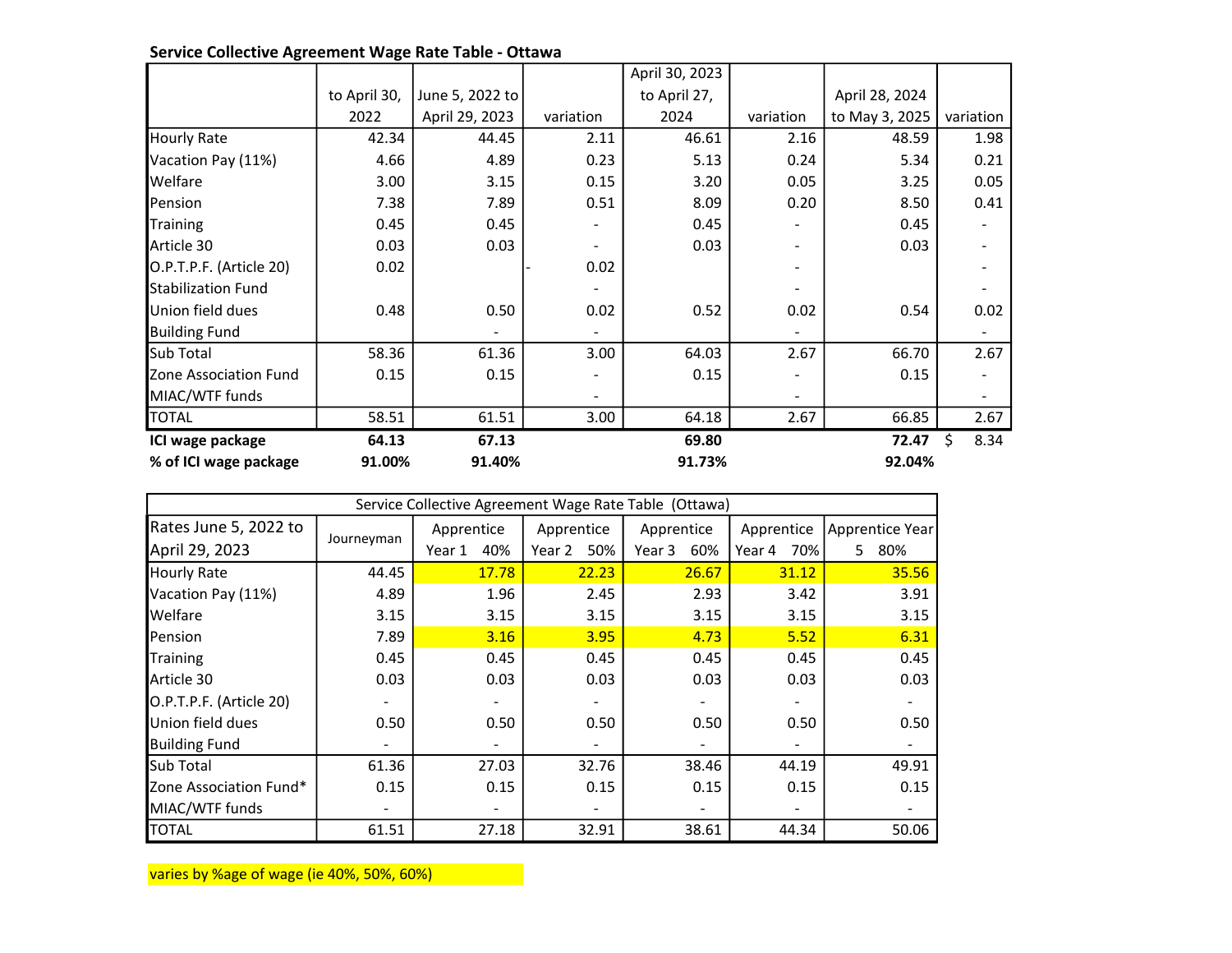**Service Collective Agreement Wage Rate Table - Ottawa**

| | to April 30, 2022 | June 5, 2022 to April 29, 2023 | variation | April 30, 2023 to April 27, 2024 | variation | April 28, 2024 to May 3, 2025 | variation |
|---|---|---|---|---|---|---|---|
| Hourly Rate | 42.34 | 44.45 | 2.11 | 46.61 | 2.16 | 48.59 | 1.98 |
| Vacation Pay (11%) | 4.66 | 4.89 | 0.23 | 5.13 | 0.24 | 5.34 | 0.21 |
| Welfare | 3.00 | 3.15 | 0.15 | 3.20 | 0.05 | 3.25 | 0.05 |
| Pension | 7.38 | 7.89 | 0.51 | 8.09 | 0.20 | 8.50 | 0.41 |
| Training | 0.45 | 0.45 | - | 0.45 | - | 0.45 | - |
| Article 30 | 0.03 | 0.03 | - | 0.03 | - | 0.03 | - |
| O.P.T.P.F. (Article 20) | 0.02 | | - 0.02 | | - | | - |
| Stabilization Fund | | | - | | - | | - |
| Union field dues | 0.48 | 0.50 | 0.02 | 0.52 | 0.02 | 0.54 | 0.02 |
| Building Fund | | - | - | | - | | - |
| Sub Total | 58.36 | 61.36 | 3.00 | 64.03 | 2.67 | 66.70 | 2.67 |
| Zone Association Fund | 0.15 | 0.15 | - | 0.15 | - | 0.15 | - |
| MIAC/WTF funds | | | - | | - | | - |
| TOTAL | 58.51 | 61.51 | 3.00 | 64.18 | 2.67 | 66.85 | 2.67 |
| **ICI wage package** | **64.13** | **67.13** | | **69.80** | | **72.47** | $ 8.34 |
| **% of ICI wage package** | **91.00%** | **91.40%** | | **91.73%** | | **92.04%** | |

| Service Collective Agreement Wage Rate Table (Ottawa) | | | | | | |
|---|---|---|---|---|---|---|
| Rates June 5, 2022 to April 29, 2023 | Journeyman | Apprentice Year 1 40% | Apprentice Year 2 50% | Apprentice Year 3 60% | Apprentice Year 4 70% | Apprentice Year 5 80% |
| Hourly Rate | 44.45 | 17.78 | 22.23 | 26.67 | 31.12 | 35.56 |
| Vacation Pay (11%) | 4.89 | 1.96 | 2.45 | 2.93 | 3.42 | 3.91 |
| Welfare | 3.15 | 3.15 | 3.15 | 3.15 | 3.15 | 3.15 |
| Pension | 7.89 | 3.16 | 3.95 | 4.73 | 5.52 | 6.31 |
| Training | 0.45 | 0.45 | 0.45 | 0.45 | 0.45 | 0.45 |
| Article 30 | 0.03 | 0.03 | 0.03 | 0.03 | 0.03 | 0.03 |
| O.P.T.P.F. (Article 20) | - | - | - | - | - | - |
| Union field dues | 0.50 | 0.50 | 0.50 | 0.50 | 0.50 | 0.50 |
| Building Fund | - | - | - | - | - | - |
| Sub Total | 61.36 | 27.03 | 32.76 | 38.46 | 44.19 | 49.91 |
| Zone Association Fund* | 0.15 | 0.15 | 0.15 | 0.15 | 0.15 | 0.15 |
| MIAC/WTF funds | - | - | - | - | - | - |
| TOTAL | 61.51 | 27.18 | 32.91 | 38.61 | 44.34 | 50.06 |

varies by %age of wage (ie 40%, 50%, 60%)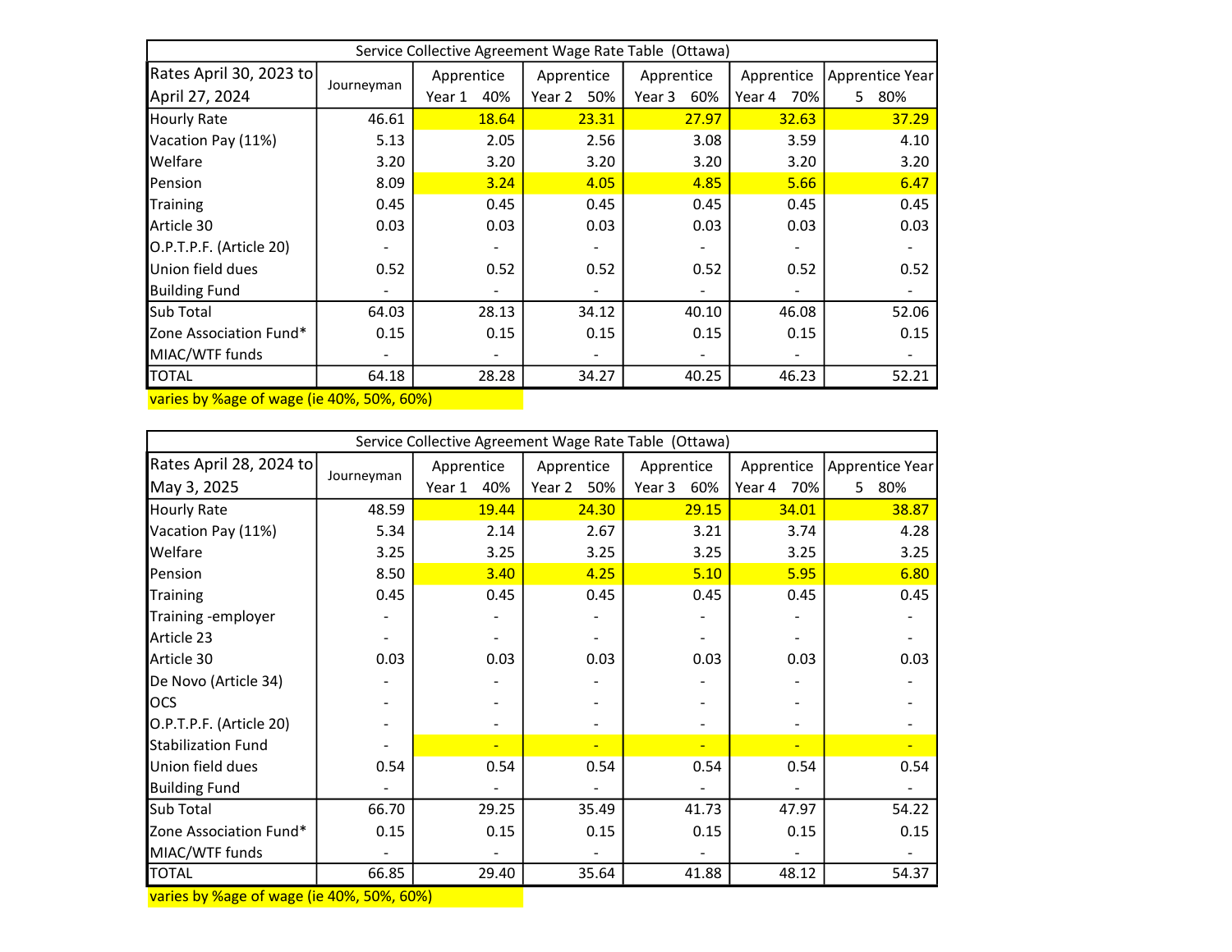| Service Collective Agreement Wage Rate Table (Ottawa) | | | | | | |
|---|---|---|---|---|---|---|
| Rates April 30, 2023 to April 27, 2024 | Journeyman | Apprentice Year 1 40% | Apprentice Year 2 50% | Apprentice Year 3 60% | Apprentice Year 4 70% | Apprentice Year 5 80% |
| Hourly Rate | 46.61 | 18.64 | 23.31 | 27.97 | 32.63 | 37.29 |
| Vacation Pay (11%) | 5.13 | 2.05 | 2.56 | 3.08 | 3.59 | 4.10 |
| Welfare | 3.20 | 3.20 | 3.20 | 3.20 | 3.20 | 3.20 |
| Pension | 8.09 | 3.24 | 4.05 | 4.85 | 5.66 | 6.47 |
| Training | 0.45 | 0.45 | 0.45 | 0.45 | 0.45 | 0.45 |
| Article 30 | 0.03 | 0.03 | 0.03 | 0.03 | 0.03 | 0.03 |
| O.P.T.P.F. (Article 20) | - | - | - | - | - | - |
| Union field dues | 0.52 | 0.52 | 0.52 | 0.52 | 0.52 | 0.52 |
| Building Fund | - | - | - | - | - | - |
| Sub Total | 64.03 | 28.13 | 34.12 | 40.10 | 46.08 | 52.06 |
| Zone Association Fund* | 0.15 | 0.15 | 0.15 | 0.15 | 0.15 | 0.15 |
| MIAC/WTF funds | - | - | - | - | - | - |
| TOTAL | 64.18 | 28.28 | 34.27 | 40.25 | 46.23 | 52.21 |

varies by %age of wage (ie 40%, 50%, 60%)

| Service Collective Agreement Wage Rate Table (Ottawa) | | | | | | |
|---|---|---|---|---|---|---|
| Rates April 28, 2024 to May 3, 2025 | Journeyman | Apprentice Year 1 40% | Apprentice Year 2 50% | Apprentice Year 3 60% | Apprentice Year 4 70% | Apprentice Year 5 80% |
| Hourly Rate | 48.59 | 19.44 | 24.30 | 29.15 | 34.01 | 38.87 |
| Vacation Pay (11%) | 5.34 | 2.14 | 2.67 | 3.21 | 3.74 | 4.28 |
| Welfare | 3.25 | 3.25 | 3.25 | 3.25 | 3.25 | 3.25 |
| Pension | 8.50 | 3.40 | 4.25 | 5.10 | 5.95 | 6.80 |
| Training | 0.45 | 0.45 | 0.45 | 0.45 | 0.45 | 0.45 |
| Training -employer | - | - | - | - | - | - |
| Article 23 | - | - | - | - | - | - |
| Article 30 | 0.03 | 0.03 | 0.03 | 0.03 | 0.03 | 0.03 |
| De Novo (Article 34) | - | - | - | - | - | - |
| OCS | - | - | - | - | - | - |
| O.P.T.P.F. (Article 20) | - | - | - | - | - | - |
| Stabilization Fund | - | - | - | - | - | - |
| Union field dues | 0.54 | 0.54 | 0.54 | 0.54 | 0.54 | 0.54 |
| Building Fund | - | - | - | - | - | - |
| Sub Total | 66.70 | 29.25 | 35.49 | 41.73 | 47.97 | 54.22 |
| Zone Association Fund* | 0.15 | 0.15 | 0.15 | 0.15 | 0.15 | 0.15 |
| MIAC/WTF funds | - | - | - | - | - | - |
| TOTAL | 66.85 | 29.40 | 35.64 | 41.88 | 48.12 | 54.37 |

varies by %age of wage (ie 40%, 50%, 60%)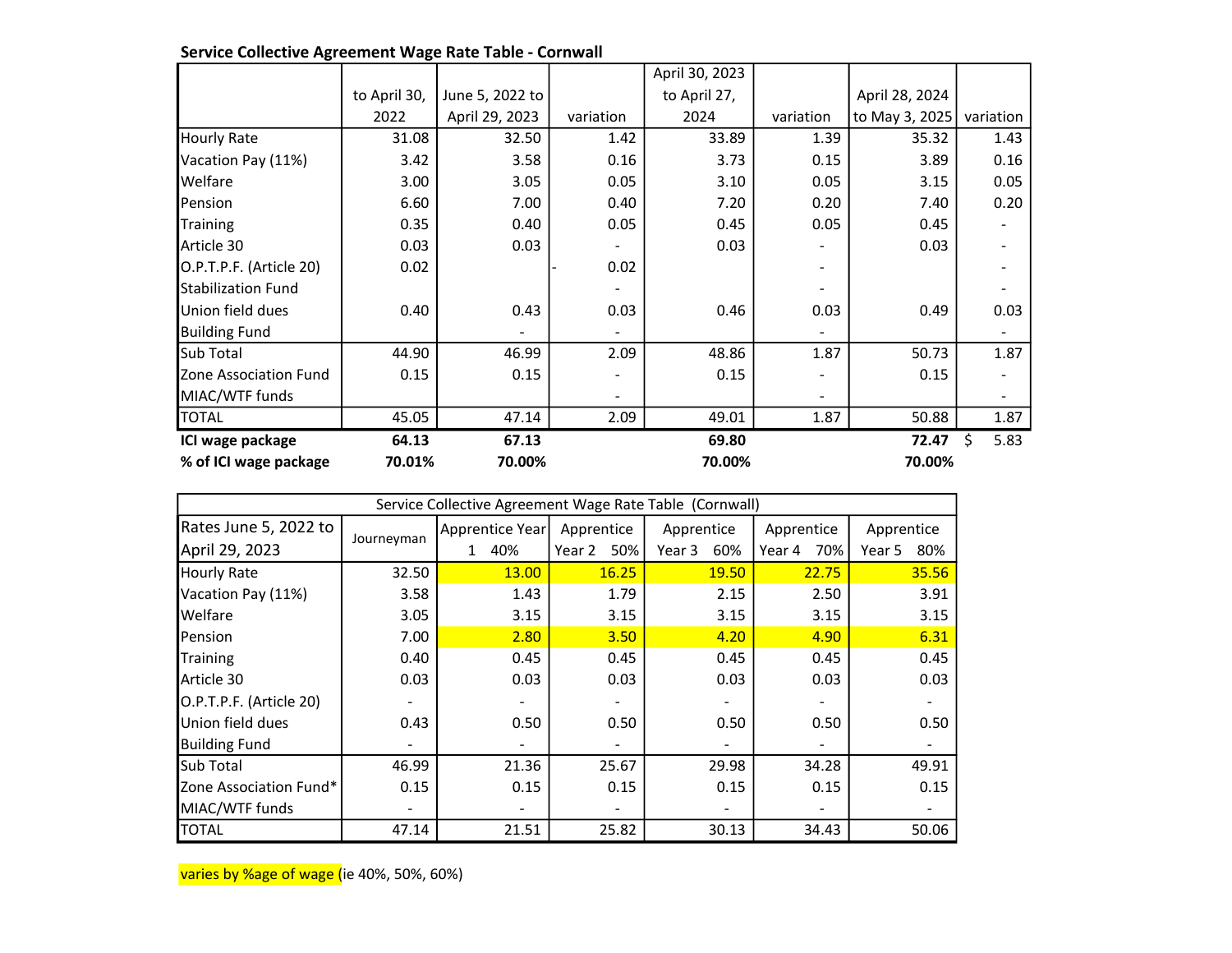**Service Collective Agreement Wage Rate Table - Cornwall**

| | to April 30, 2022 | June 5, 2022 to April 29, 2023 | variation | April 30, 2023 to April 27, 2024 | variation | April 28, 2024 to May 3, 2025 | variation |
|---|---|---|---|---|---|---|---|
| Hourly Rate | 31.08 | 32.50 | 1.42 | 33.89 | 1.39 | 35.32 | 1.43 |
| Vacation Pay (11%) | 3.42 | 3.58 | 0.16 | 3.73 | 0.15 | 3.89 | 0.16 |
| Welfare | 3.00 | 3.05 | 0.05 | 3.10 | 0.05 | 3.15 | 0.05 |
| Pension | 6.60 | 7.00 | 0.40 | 7.20 | 0.20 | 7.40 | 0.20 |
| Training | 0.35 | 0.40 | 0.05 | 0.45 | 0.05 | 0.45 | - |
| Article 30 | 0.03 | 0.03 | - | 0.03 | - | 0.03 | - |
| O.P.T.P.F. (Article 20) | 0.02 | | - 0.02 | | - | | - |
| Stabilization Fund | | | - | | - | | - |
| Union field dues | 0.40 | 0.43 | 0.03 | 0.46 | 0.03 | 0.49 | 0.03 |
| Building Fund | | - | - | | - | | - |
| Sub Total | 44.90 | 46.99 | 2.09 | 48.86 | 1.87 | 50.73 | 1.87 |
| Zone Association Fund | 0.15 | 0.15 | - | 0.15 | - | 0.15 | - |
| MIAC/WTF funds | | | - | | - | | - |
| TOTAL | 45.05 | 47.14 | 2.09 | 49.01 | 1.87 | 50.88 | 1.87 |
| **ICI wage package** | **64.13** | **67.13** | | **69.80** | | **72.47** | $ 5.83 |
| **% of ICI wage package** | **70.01%** | **70.00%** | | **70.00%** | | **70.00%** | |

| Service Collective Agreement Wage Rate Table (Cornwall) | | | | | | |
|---|---|---|---|---|---|---|
| Rates June 5, 2022 to April 29, 2023 | Journeyman | Apprentice Year 1 40% | Apprentice Year 2 50% | Apprentice Year 3 60% | Apprentice Year 4 70% | Apprentice Year 5 80% |
| Hourly Rate | 32.50 | 13.00 | 16.25 | 19.50 | 22.75 | 35.56 |
| Vacation Pay (11%) | 3.58 | 1.43 | 1.79 | 2.15 | 2.50 | 3.91 |
| Welfare | 3.05 | 3.15 | 3.15 | 3.15 | 3.15 | 3.15 |
| Pension | 7.00 | 2.80 | 3.50 | 4.20 | 4.90 | 6.31 |
| Training | 0.40 | 0.45 | 0.45 | 0.45 | 0.45 | 0.45 |
| Article 30 | 0.03 | 0.03 | 0.03 | 0.03 | 0.03 | 0.03 |
| O.P.T.P.F. (Article 20) | - | - | - | - | - | - |
| Union field dues | 0.43 | 0.50 | 0.50 | 0.50 | 0.50 | 0.50 |
| Building Fund | - | - | - | - | - | - |
| Sub Total | 46.99 | 21.36 | 25.67 | 29.98 | 34.28 | 49.91 |
| Zone Association Fund* | 0.15 | 0.15 | 0.15 | 0.15 | 0.15 | 0.15 |
| MIAC/WTF funds | - | - | - | - | - | - |
| TOTAL | 47.14 | 21.51 | 25.82 | 30.13 | 34.43 | 50.06 |

varies by %age of wage (ie 40%, 50%, 60%)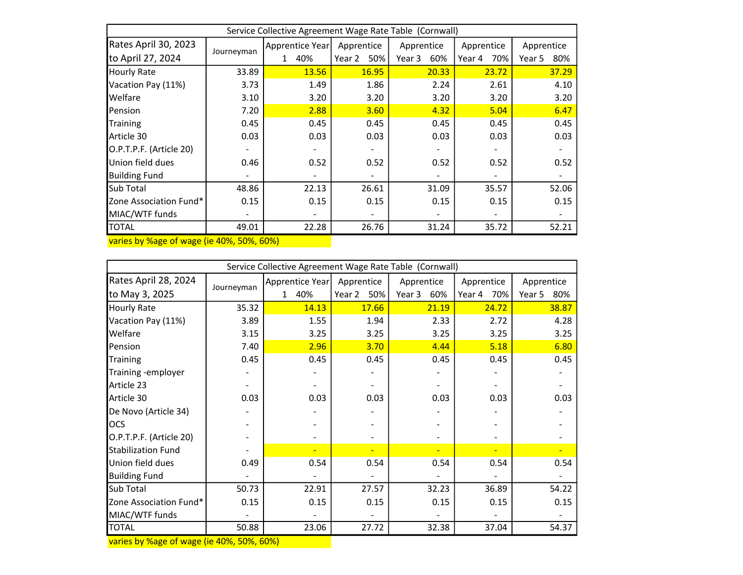| Service Collective Agreement Wage Rate Table (Cornwall) | | | | | | |
|---|---|---|---|---|---|---|
| Rates April 30, 2023 to April 27, 2024 | Journeyman | Apprentice Year 1 40% | Apprentice Year 2 50% | Apprentice Year 3 60% | Apprentice Year 4 70% | Apprentice Year 5 80% |
| Hourly Rate | 33.89 | 13.56 | 16.95 | 20.33 | 23.72 | 37.29 |
| Vacation Pay (11%) | 3.73 | 1.49 | 1.86 | 2.24 | 2.61 | 4.10 |
| Welfare | 3.10 | 3.20 | 3.20 | 3.20 | 3.20 | 3.20 |
| Pension | 7.20 | 2.88 | 3.60 | 4.32 | 5.04 | 6.47 |
| Training | 0.45 | 0.45 | 0.45 | 0.45 | 0.45 | 0.45 |
| Article 30 | 0.03 | 0.03 | 0.03 | 0.03 | 0.03 | 0.03 |
| O.P.T.P.F. (Article 20) | - | - | - | - | - | - |
| Union field dues | 0.46 | 0.52 | 0.52 | 0.52 | 0.52 | 0.52 |
| Building Fund | - | - | - | - | - | - |
| Sub Total | 48.86 | 22.13 | 26.61 | 31.09 | 35.57 | 52.06 |
| Zone Association Fund* | 0.15 | 0.15 | 0.15 | 0.15 | 0.15 | 0.15 |
| MIAC/WTF funds | - | - | - | - | - | - |
| TOTAL | 49.01 | 22.28 | 26.76 | 31.24 | 35.72 | 52.21 |

varies by %age of wage (ie 40%, 50%, 60%)

| Service Collective Agreement Wage Rate Table (Cornwall) | | | | | | |
|---|---|---|---|---|---|---|
| Rates April 28, 2024 to May 3, 2025 | Journeyman | Apprentice Year 1 40% | Apprentice Year 2 50% | Apprentice Year 3 60% | Apprentice Year 4 70% | Apprentice Year 5 80% |
| Hourly Rate | 35.32 | 14.13 | 17.66 | 21.19 | 24.72 | 38.87 |
| Vacation Pay (11%) | 3.89 | 1.55 | 1.94 | 2.33 | 2.72 | 4.28 |
| Welfare | 3.15 | 3.25 | 3.25 | 3.25 | 3.25 | 3.25 |
| Pension | 7.40 | 2.96 | 3.70 | 4.44 | 5.18 | 6.80 |
| Training | 0.45 | 0.45 | 0.45 | 0.45 | 0.45 | 0.45 |
| Training -employer | - | - | - | - | - | - |
| Article 23 | - | - | - | - | - | - |
| Article 30 | 0.03 | 0.03 | 0.03 | 0.03 | 0.03 | 0.03 |
| De Novo (Article 34) | - | - | - | - | - | - |
| OCS | - | - | - | - | - | - |
| O.P.T.P.F. (Article 20) | - | - | - | - | - | - |
| Stabilization Fund | - | - | - | - | - | - |
| Union field dues | 0.49 | 0.54 | 0.54 | 0.54 | 0.54 | 0.54 |
| Building Fund | - | - | - | - | - | - |
| Sub Total | 50.73 | 22.91 | 27.57 | 32.23 | 36.89 | 54.22 |
| Zone Association Fund* | 0.15 | 0.15 | 0.15 | 0.15 | 0.15 | 0.15 |
| MIAC/WTF funds | - | - | - | - | - | - |
| TOTAL | 50.88 | 23.06 | 27.72 | 32.38 | 37.04 | 54.37 |

varies by %age of wage (ie 40%, 50%, 60%)